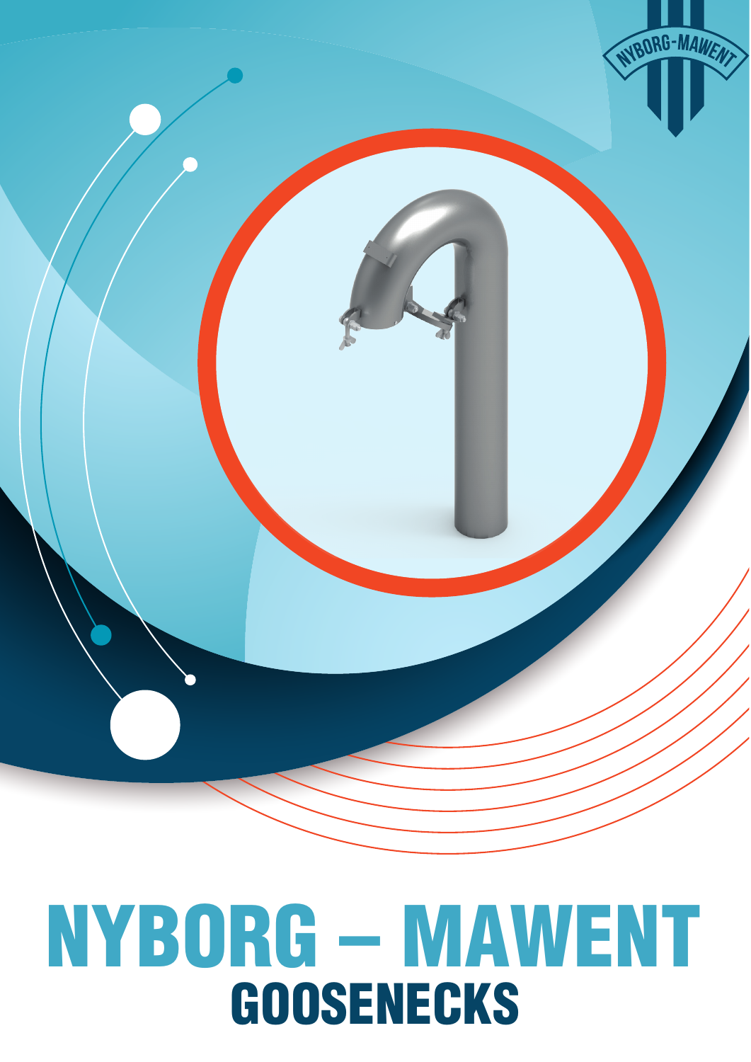# NYBORG – MAWENT

## GOOSENECKS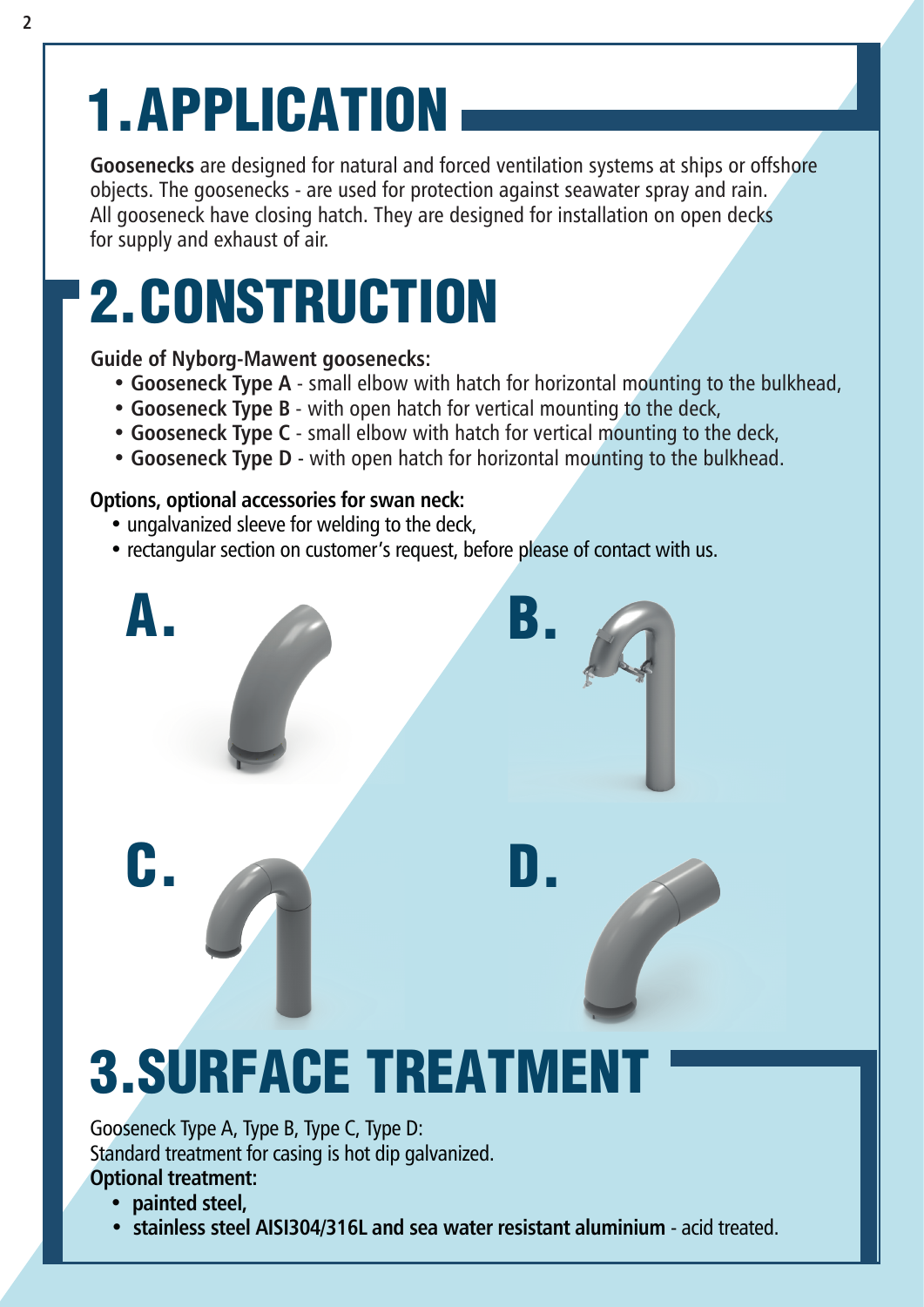# 1. APPLICATION

**Goosenecks** are designed for natural and forced ventilation systems at ships or offshore objects. The goosenecks - are used for protection against seawater spray and rain. All gooseneck have closing hatch. They are designed for installation on open decks for supply and exhaust of air.

# 2. CONSTRUCTION

**Guide of Nyborg-Mawent goosenecks:**

- **Gooseneck Type A** - small elbow with hatch for horizontal mounting to the bulkhead,
- **Gooseneck Type B** - with open hatch for vertical mounting to the deck,
- **Gooseneck Type C** - small elbow with hatch for vertical mounting to the deck,
- **Gooseneck Type D** - with open hatch for horizontal mounting to the bulkhead.

**Options, optional accessories for swan neck:**

- ungalvanized sleeve for welding to the deck,
- rectangular section on customer's request, before please of contact with us.

A.

B.

C.

D.

# 3. SURFACE TREATMENT

Gooseneck Type A, Type B, Type C, Type D:
Standard treatment for casing is hot dip galvanized.
**Optional treatment:**

- **painted steel,**
- **stainless steel AISI304/316L and sea water resistant aluminium** - acid treated.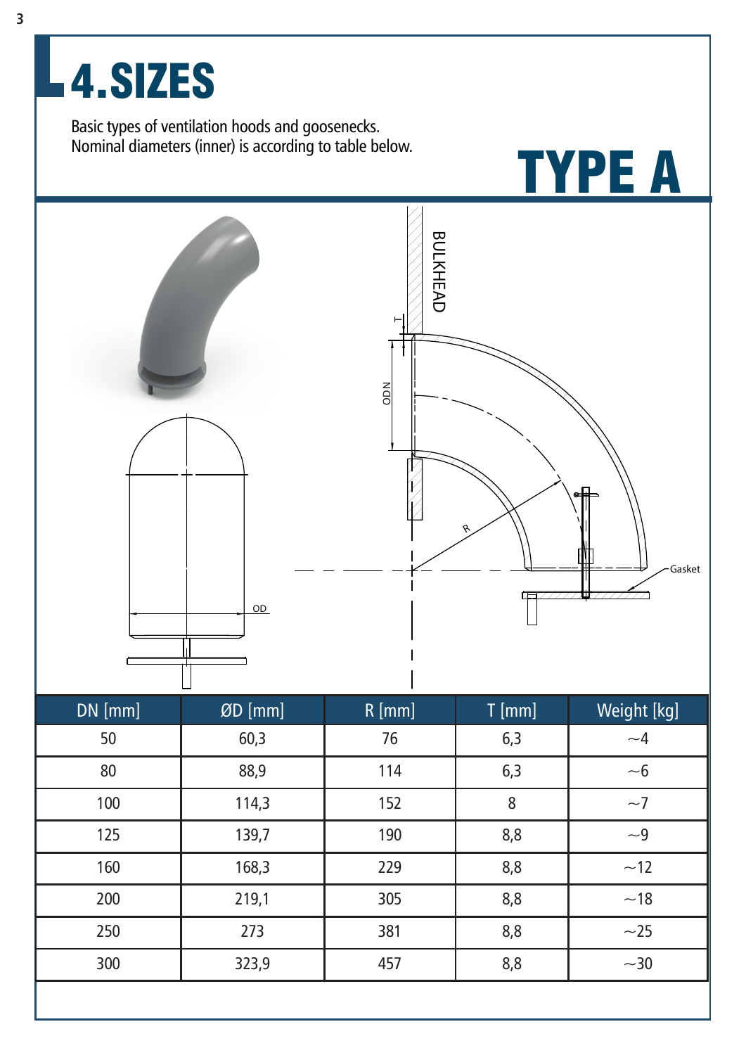# 4.SIZES

Basic types of ventilation hoods and goosenecks.
Nominal diameters (inner) is according to table below.

## TYPE A

| DN [mm] | ØD [mm] | R [mm] | T [mm] | Weight [kg] |
|---|---|---|---|---|
| 50 | 60,3 | 76 | 6,3 | ~4 |
| 80 | 88,9 | 114 | 6,3 | ~6 |
| 100 | 114,3 | 152 | 8 | ~7 |
| 125 | 139,7 | 190 | 8,8 | ~9 |
| 160 | 168,3 | 229 | 8,8 | ~12 |
| 200 | 219,1 | 305 | 8,8 | ~18 |
| 250 | 273 | 381 | 8,8 | ~25 |
| 300 | 323,9 | 457 | 8,8 | ~30 |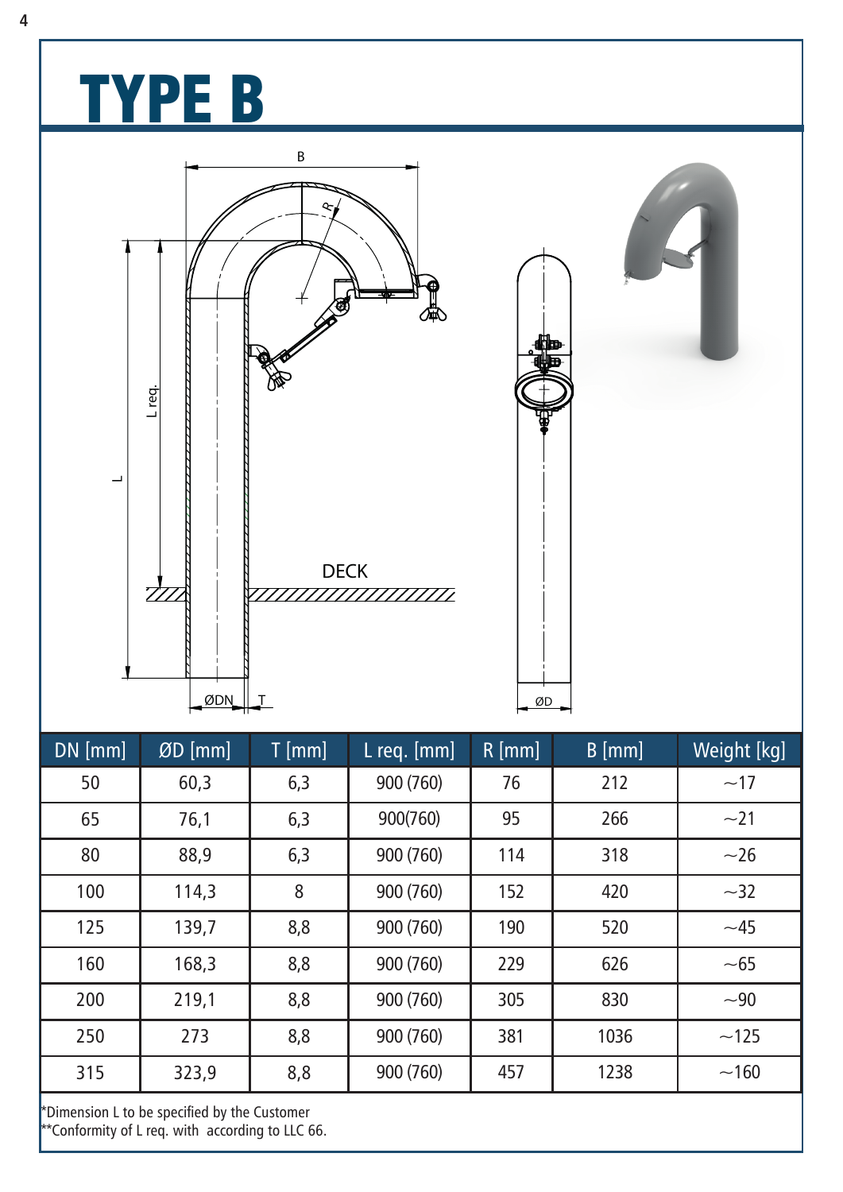# TYPE B

| DN [mm] | ØD [mm] | T [mm] | L req. [mm] | R [mm] | B [mm] | Weight [kg] |
|---|---|---|---|---|---|---|
| 50 | 60,3 | 6,3 | 900 (760) | 76 | 212 | ~17 |
| 65 | 76,1 | 6,3 | 900(760) | 95 | 266 | ~21 |
| 80 | 88,9 | 6,3 | 900 (760) | 114 | 318 | ~26 |
| 100 | 114,3 | 8 | 900 (760) | 152 | 420 | ~32 |
| 125 | 139,7 | 8,8 | 900 (760) | 190 | 520 | ~45 |
| 160 | 168,3 | 8,8 | 900 (760) | 229 | 626 | ~65 |
| 200 | 219,1 | 8,8 | 900 (760) | 305 | 830 | ~90 |
| 250 | 273 | 8,8 | 900 (760) | 381 | 1036 | ~125 |
| 315 | 323,9 | 8,8 | 900 (760) | 457 | 1238 | ~160 |

*Dimension L to be specified by the Customer
**Conformity of L req. with according to LLC 66.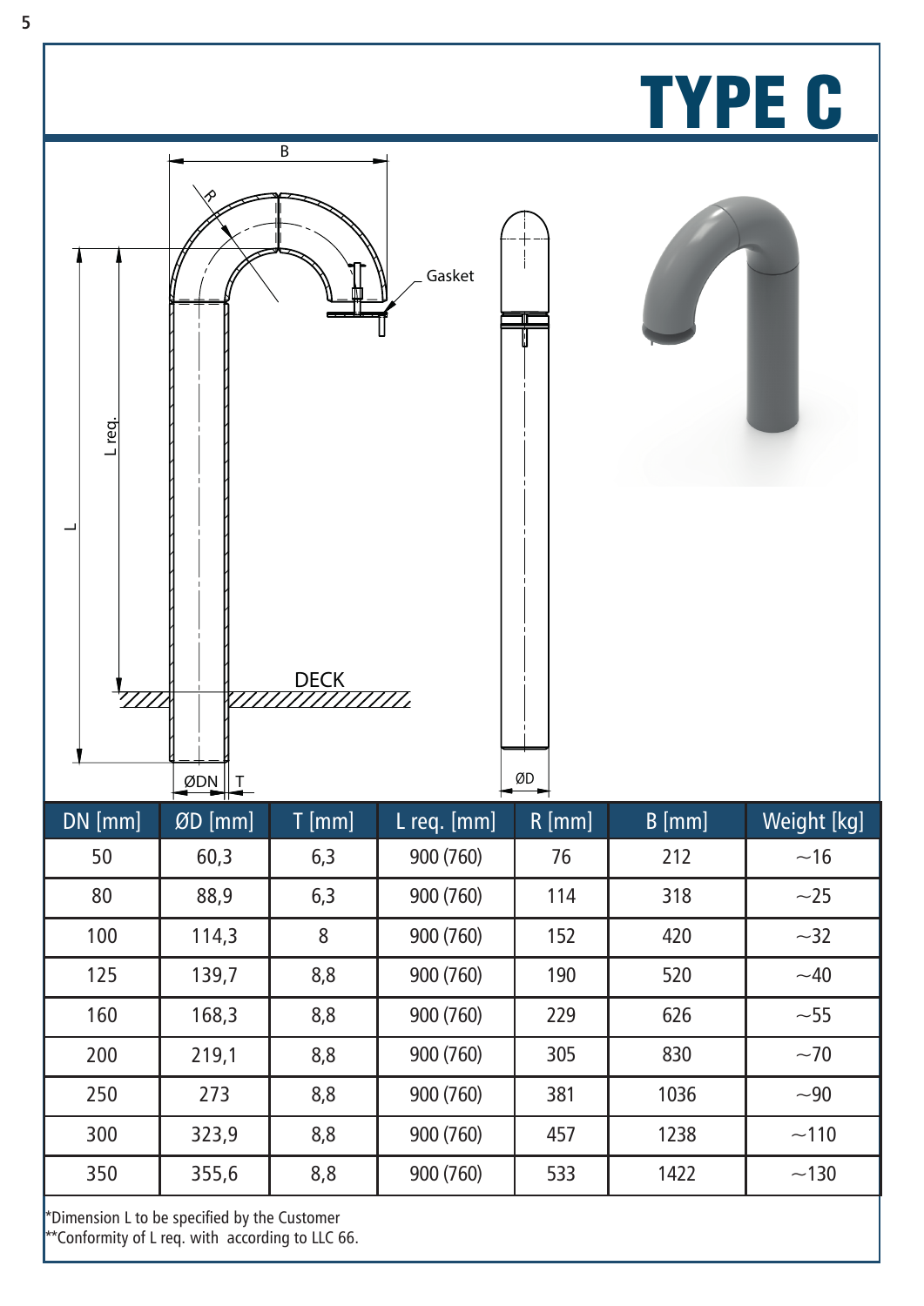# TYPE C

| DN [mm] | ØD [mm] | T [mm] | L req. [mm] | R [mm] | B [mm] | Weight [kg] |
|---|---|---|---|---|---|---|
| 50 | 60,3 | 6,3 | 900 (760) | 76 | 212 | ~16 |
| 80 | 88,9 | 6,3 | 900 (760) | 114 | 318 | ~25 |
| 100 | 114,3 | 8 | 900 (760) | 152 | 420 | ~32 |
| 125 | 139,7 | 8,8 | 900 (760) | 190 | 520 | ~40 |
| 160 | 168,3 | 8,8 | 900 (760) | 229 | 626 | ~55 |
| 200 | 219,1 | 8,8 | 900 (760) | 305 | 830 | ~70 |
| 250 | 273 | 8,8 | 900 (760) | 381 | 1036 | ~90 |
| 300 | 323,9 | 8,8 | 900 (760) | 457 | 1238 | ~110 |
| 350 | 355,6 | 8,8 | 900 (760) | 533 | 1422 | ~130 |

*Dimension L to be specified by the Customer
**Conformity of L req. with  according to LLC 66.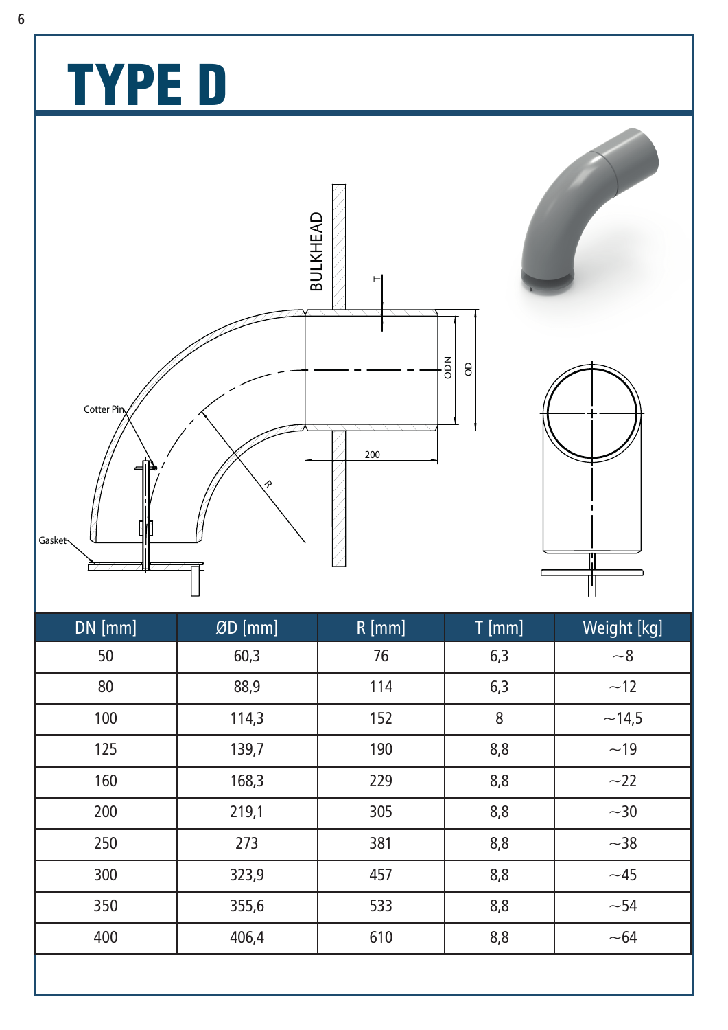# TYPE D

BULKHEAD

T

ODN

OD

Cotter Pin

200

R

Gasket

| DN [mm] | ØD [mm] | R [mm] | T [mm] | Weight [kg] |
|---|---|---|---|---|
| 50 | 60,3 | 76 | 6,3 | ~8 |
| 80 | 88,9 | 114 | 6,3 | ~12 |
| 100 | 114,3 | 152 | 8 | ~14,5 |
| 125 | 139,7 | 190 | 8,8 | ~19 |
| 160 | 168,3 | 229 | 8,8 | ~22 |
| 200 | 219,1 | 305 | 8,8 | ~30 |
| 250 | 273 | 381 | 8,8 | ~38 |
| 300 | 323,9 | 457 | 8,8 | ~45 |
| 350 | 355,6 | 533 | 8,8 | ~54 |
| 400 | 406,4 | 610 | 8,8 | ~64 |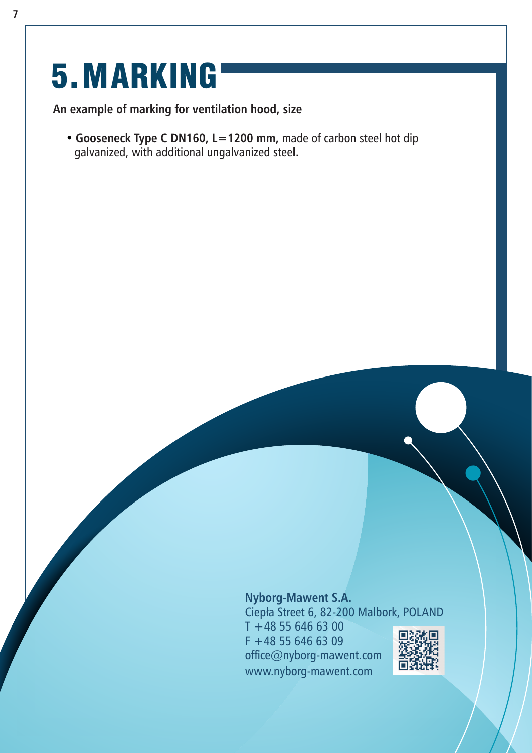# 5. MARKING

**An example of marking for ventilation hood, size**

- **Gooseneck Type C DN160, L=1200 mm,** made of carbon steel hot dip galvanized, with additional ungalvanized steel.

**Nyborg-Mawent S.A.**
Ciepła Street 6, 82-200 Malbork, POLAND
T +48 55 646 63 00
F +48 55 646 63 09
office@nyborg-mawent.com
www.nyborg-mawent.com